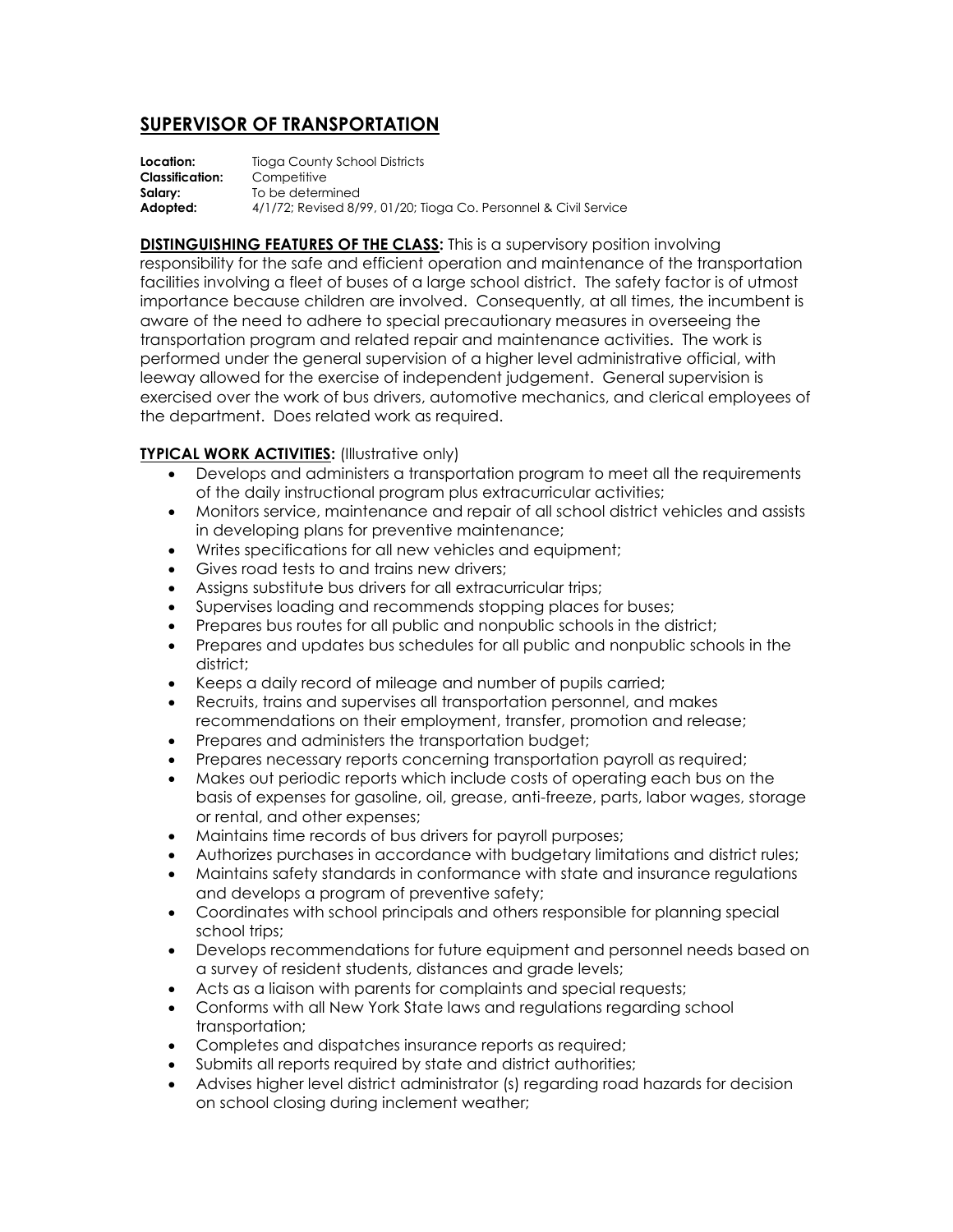# SUPERVISOR OF TRANSPORTATION

**Location:** Tioga County School Districts
**Classification:** Competitive
**Salary:** To be determined
**Adopted:** 4/1/72; Revised 8/99, 01/20; Tioga Co. Personnel & Civil Service

**DISTINGUISHING FEATURES OF THE CLASS:** This is a supervisory position involving responsibility for the safe and efficient operation and maintenance of the transportation facilities involving a fleet of buses of a large school district. The safety factor is of utmost importance because children are involved. Consequently, at all times, the incumbent is aware of the need to adhere to special precautionary measures in overseeing the transportation program and related repair and maintenance activities. The work is performed under the general supervision of a higher level administrative official, with leeway allowed for the exercise of independent judgement. General supervision is exercised over the work of bus drivers, automotive mechanics, and clerical employees of the department. Does related work as required.

**TYPICAL WORK ACTIVITIES:** (Illustrative only)

- Develops and administers a transportation program to meet all the requirements of the daily instructional program plus extracurricular activities;
- Monitors service, maintenance and repair of all school district vehicles and assists in developing plans for preventive maintenance;
- Writes specifications for all new vehicles and equipment;
- Gives road tests to and trains new drivers;
- Assigns substitute bus drivers for all extracurricular trips;
- Supervises loading and recommends stopping places for buses;
- Prepares bus routes for all public and nonpublic schools in the district;
- Prepares and updates bus schedules for all public and nonpublic schools in the district;
- Keeps a daily record of mileage and number of pupils carried;
- Recruits, trains and supervises all transportation personnel, and makes recommendations on their employment, transfer, promotion and release;
- Prepares and administers the transportation budget;
- Prepares necessary reports concerning transportation payroll as required;
- Makes out periodic reports which include costs of operating each bus on the basis of expenses for gasoline, oil, grease, anti-freeze, parts, labor wages, storage or rental, and other expenses;
- Maintains time records of bus drivers for payroll purposes;
- Authorizes purchases in accordance with budgetary limitations and district rules;
- Maintains safety standards in conformance with state and insurance regulations and develops a program of preventive safety;
- Coordinates with school principals and others responsible for planning special school trips;
- Develops recommendations for future equipment and personnel needs based on a survey of resident students, distances and grade levels;
- Acts as a liaison with parents for complaints and special requests;
- Conforms with all New York State laws and regulations regarding school transportation;
- Completes and dispatches insurance reports as required;
- Submits all reports required by state and district authorities;
- Advises higher level district administrator (s) regarding road hazards for decision on school closing during inclement weather;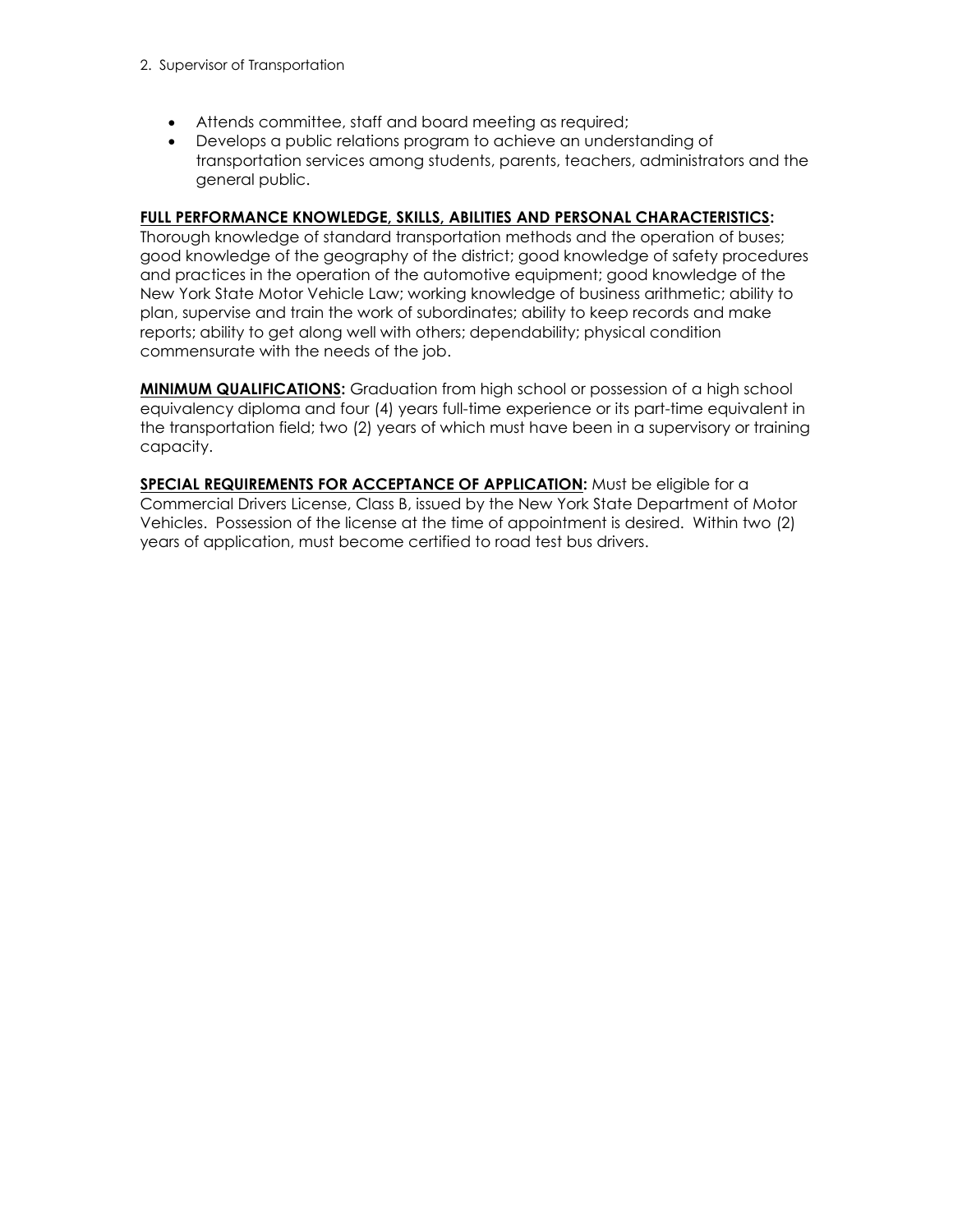- Attends committee, staff and board meeting as required;
- Develops a public relations program to achieve an understanding of transportation services among students, parents, teachers, administrators and the general public.

**FULL PERFORMANCE KNOWLEDGE, SKILLS, ABILITIES AND PERSONAL CHARACTERISTICS:**
Thorough knowledge of standard transportation methods and the operation of buses; good knowledge of the geography of the district; good knowledge of safety procedures and practices in the operation of the automotive equipment; good knowledge of the New York State Motor Vehicle Law; working knowledge of business arithmetic; ability to plan, supervise and train the work of subordinates; ability to keep records and make reports; ability to get along well with others; dependability; physical condition commensurate with the needs of the job.

**MINIMUM QUALIFICATIONS:** Graduation from high school or possession of a high school equivalency diploma and four (4) years full-time experience or its part-time equivalent in the transportation field; two (2) years of which must have been in a supervisory or training capacity.

**SPECIAL REQUIREMENTS FOR ACCEPTANCE OF APPLICATION:** Must be eligible for a Commercial Drivers License, Class B, issued by the New York State Department of Motor Vehicles. Possession of the license at the time of appointment is desired. Within two (2) years of application, must become certified to road test bus drivers.